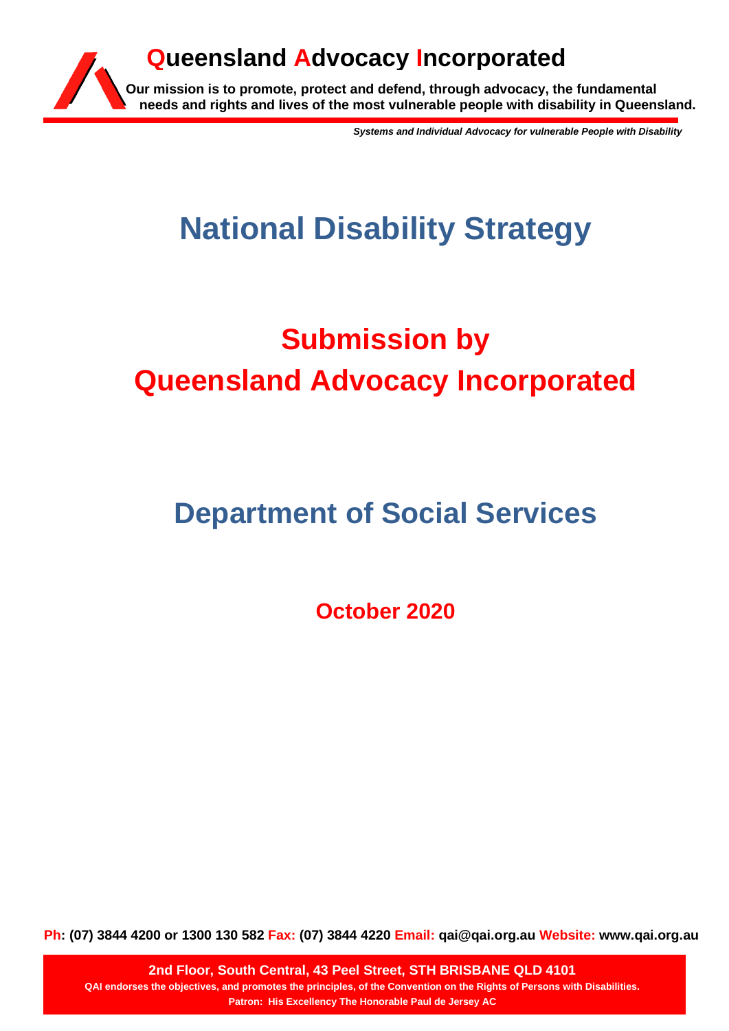# Queensland Advocacy Incorporated

**Our mission is to promote, protect and defend, through advocacy, the fundamental needs and rights and lives of the most vulnerable people with disability in Queensland.**

***Systems and Individual Advocacy for vulnerable People with Disability***

# National Disability Strategy

# Submission by
# Queensland Advocacy Incorporated

# Department of Social Services

## October 2020

**Ph: (07) 3844 4200 or 1300 130 582 Fax: (07) 3844 4220 Email: qai@qai.org.au Website: www.qai.org.au**

**2nd Floor, South Central, 43 Peel Street, STH BRISBANE QLD 4101**
**QAI endorses the objectives, and promotes the principles, of the Convention on the Rights of Persons with Disabilities.**
**Patron: His Excellency The Honorable Paul de Jersey AC**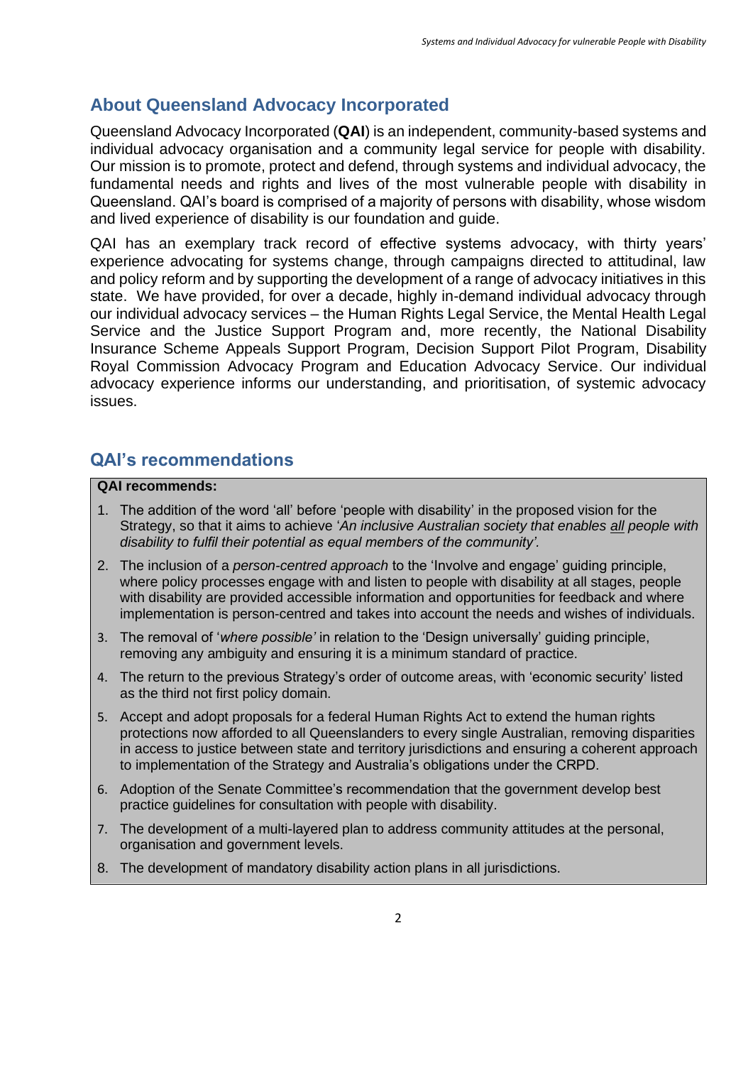## About Queensland Advocacy Incorporated

Queensland Advocacy Incorporated (**QAI**) is an independent, community-based systems and individual advocacy organisation and a community legal service for people with disability. Our mission is to promote, protect and defend, through systems and individual advocacy, the fundamental needs and rights and lives of the most vulnerable people with disability in Queensland. QAI's board is comprised of a majority of persons with disability, whose wisdom and lived experience of disability is our foundation and guide.

QAI has an exemplary track record of effective systems advocacy, with thirty years' experience advocating for systems change, through campaigns directed to attitudinal, law and policy reform and by supporting the development of a range of advocacy initiatives in this state. We have provided, for over a decade, highly in-demand individual advocacy through our individual advocacy services – the Human Rights Legal Service, the Mental Health Legal Service and the Justice Support Program and, more recently, the National Disability Insurance Scheme Appeals Support Program, Decision Support Pilot Program, Disability Royal Commission Advocacy Program and Education Advocacy Service. Our individual advocacy experience informs our understanding, and prioritisation, of systemic advocacy issues.

## QAI's recommendations

**QAI recommends:**

1. The addition of the word 'all' before 'people with disability' in the proposed vision for the Strategy, so that it aims to achieve '*An inclusive Australian society that enables <u>all</u> people with disability to fulfil their potential as equal members of the community'.*
2. The inclusion of a *person-centred approach* to the 'Involve and engage' guiding principle, where policy processes engage with and listen to people with disability at all stages, people with disability are provided accessible information and opportunities for feedback and where implementation is person-centred and takes into account the needs and wishes of individuals.
3. The removal of '*where possible'* in relation to the 'Design universally' guiding principle, removing any ambiguity and ensuring it is a minimum standard of practice.
4. The return to the previous Strategy's order of outcome areas, with 'economic security' listed as the third not first policy domain.
5. Accept and adopt proposals for a federal Human Rights Act to extend the human rights protections now afforded to all Queenslanders to every single Australian, removing disparities in access to justice between state and territory jurisdictions and ensuring a coherent approach to implementation of the Strategy and Australia's obligations under the CRPD.
6. Adoption of the Senate Committee's recommendation that the government develop best practice guidelines for consultation with people with disability.
7. The development of a multi-layered plan to address community attitudes at the personal, organisation and government levels.
8. The development of mandatory disability action plans in all jurisdictions.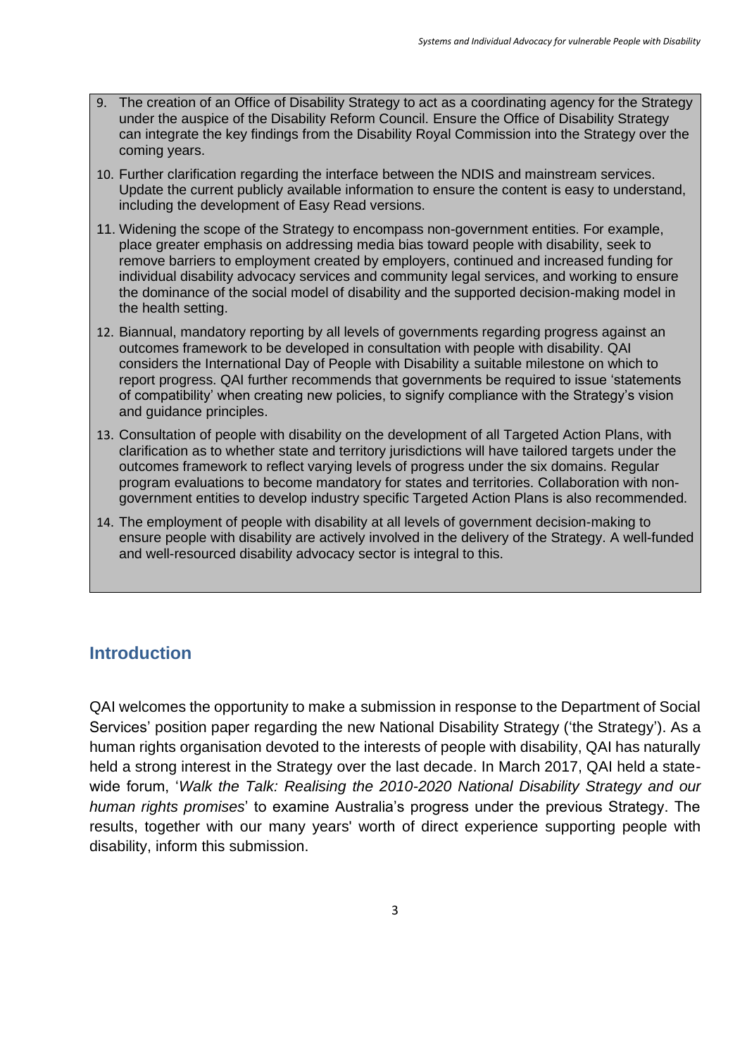9. The creation of an Office of Disability Strategy to act as a coordinating agency for the Strategy under the auspice of the Disability Reform Council. Ensure the Office of Disability Strategy can integrate the key findings from the Disability Royal Commission into the Strategy over the coming years.
10. Further clarification regarding the interface between the NDIS and mainstream services. Update the current publicly available information to ensure the content is easy to understand, including the development of Easy Read versions.
11. Widening the scope of the Strategy to encompass non-government entities. For example, place greater emphasis on addressing media bias toward people with disability, seek to remove barriers to employment created by employers, continued and increased funding for individual disability advocacy services and community legal services, and working to ensure the dominance of the social model of disability and the supported decision-making model in the health setting.
12. Biannual, mandatory reporting by all levels of governments regarding progress against an outcomes framework to be developed in consultation with people with disability. QAI considers the International Day of People with Disability a suitable milestone on which to report progress. QAI further recommends that governments be required to issue 'statements of compatibility' when creating new policies, to signify compliance with the Strategy's vision and guidance principles.
13. Consultation of people with disability on the development of all Targeted Action Plans, with clarification as to whether state and territory jurisdictions will have tailored targets under the outcomes framework to reflect varying levels of progress under the six domains. Regular program evaluations to become mandatory for states and territories. Collaboration with non-government entities to develop industry specific Targeted Action Plans is also recommended.
14. The employment of people with disability at all levels of government decision-making to ensure people with disability are actively involved in the delivery of the Strategy. A well-funded and well-resourced disability advocacy sector is integral to this.

## Introduction

QAI welcomes the opportunity to make a submission in response to the Department of Social Services' position paper regarding the new National Disability Strategy ('the Strategy'). As a human rights organisation devoted to the interests of people with disability, QAI has naturally held a strong interest in the Strategy over the last decade. In March 2017, QAI held a state-wide forum, '*Walk the Talk: Realising the 2010-2020 National Disability Strategy and our human rights promises*' to examine Australia's progress under the previous Strategy. The results, together with our many years' worth of direct experience supporting people with disability, inform this submission.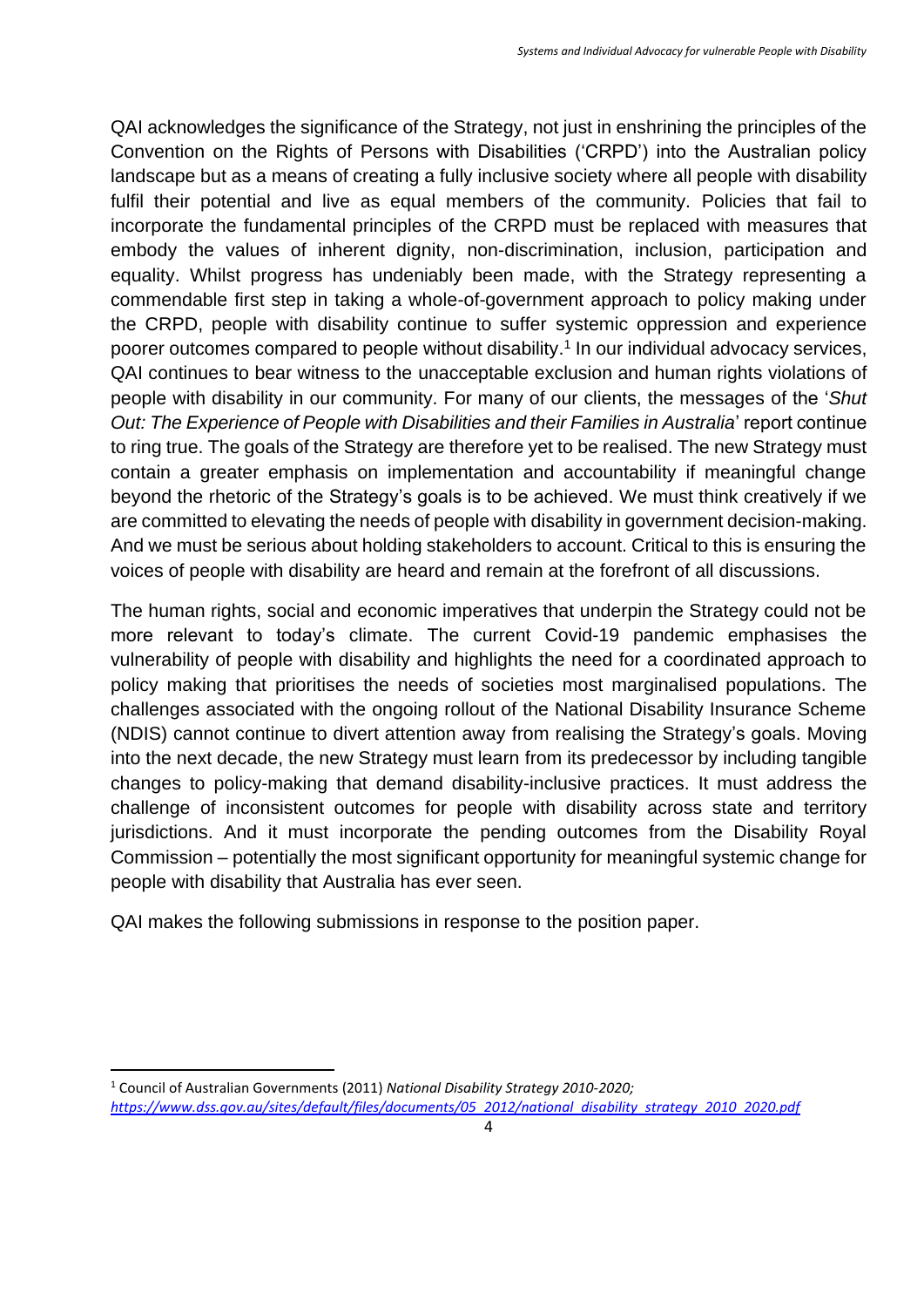QAI acknowledges the significance of the Strategy, not just in enshrining the principles of the Convention on the Rights of Persons with Disabilities ('CRPD') into the Australian policy landscape but as a means of creating a fully inclusive society where all people with disability fulfil their potential and live as equal members of the community. Policies that fail to incorporate the fundamental principles of the CRPD must be replaced with measures that embody the values of inherent dignity, non-discrimination, inclusion, participation and equality. Whilst progress has undeniably been made, with the Strategy representing a commendable first step in taking a whole-of-government approach to policy making under the CRPD, people with disability continue to suffer systemic oppression and experience poorer outcomes compared to people without disability.[1] In our individual advocacy services, QAI continues to bear witness to the unacceptable exclusion and human rights violations of people with disability in our community. For many of our clients, the messages of the '*Shut Out: The Experience of People with Disabilities and their Families in Australia*' report continue to ring true. The goals of the Strategy are therefore yet to be realised. The new Strategy must contain a greater emphasis on implementation and accountability if meaningful change beyond the rhetoric of the Strategy's goals is to be achieved. We must think creatively if we are committed to elevating the needs of people with disability in government decision-making. And we must be serious about holding stakeholders to account. Critical to this is ensuring the voices of people with disability are heard and remain at the forefront of all discussions.

The human rights, social and economic imperatives that underpin the Strategy could not be more relevant to today's climate. The current Covid-19 pandemic emphasises the vulnerability of people with disability and highlights the need for a coordinated approach to policy making that prioritises the needs of societies most marginalised populations. The challenges associated with the ongoing rollout of the National Disability Insurance Scheme (NDIS) cannot continue to divert attention away from realising the Strategy's goals. Moving into the next decade, the new Strategy must learn from its predecessor by including tangible changes to policy-making that demand disability-inclusive practices. It must address the challenge of inconsistent outcomes for people with disability across state and territory jurisdictions. And it must incorporate the pending outcomes from the Disability Royal Commission – potentially the most significant opportunity for meaningful systemic change for people with disability that Australia has ever seen.

QAI makes the following submissions in response to the position paper.

---

[1] Council of Australian Governments (2011) *National Disability Strategy 2010-2020;* *https://www.dss.gov.au/sites/default/files/documents/05_2012/national_disability_strategy_2010_2020.pdf*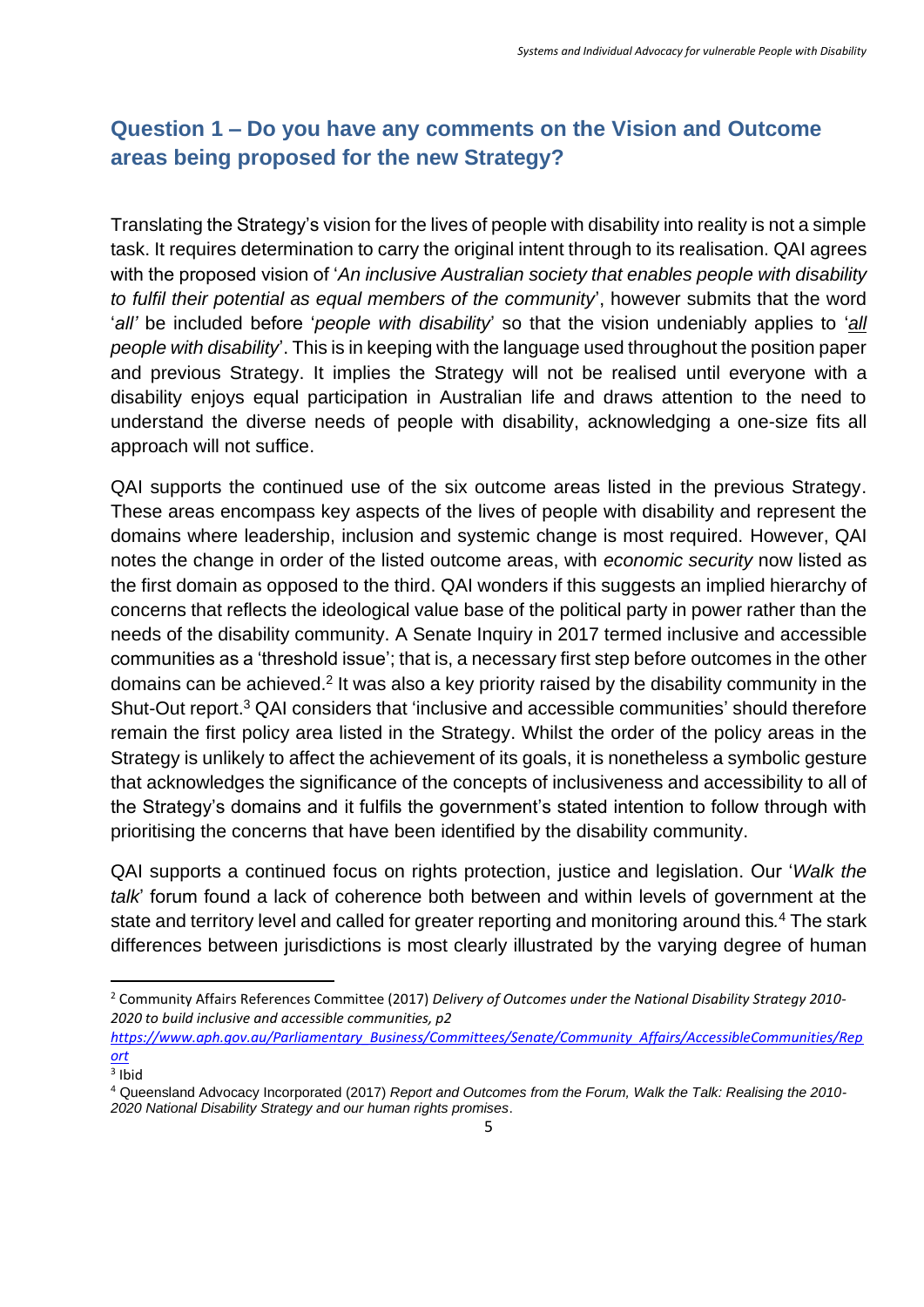## Question 1 – Do you have any comments on the Vision and Outcome areas being proposed for the new Strategy?

Translating the Strategy's vision for the lives of people with disability into reality is not a simple task. It requires determination to carry the original intent through to its realisation. QAI agrees with the proposed vision of '*An inclusive Australian society that enables people with disability to fulfil their potential as equal members of the community*', however submits that the word '*all'* be included before '*people with disability*' so that the vision undeniably applies to '*all people with disability*'. This is in keeping with the language used throughout the position paper and previous Strategy. It implies the Strategy will not be realised until everyone with a disability enjoys equal participation in Australian life and draws attention to the need to understand the diverse needs of people with disability, acknowledging a one-size fits all approach will not suffice.

QAI supports the continued use of the six outcome areas listed in the previous Strategy. These areas encompass key aspects of the lives of people with disability and represent the domains where leadership, inclusion and systemic change is most required. However, QAI notes the change in order of the listed outcome areas, with *economic security* now listed as the first domain as opposed to the third. QAI wonders if this suggests an implied hierarchy of concerns that reflects the ideological value base of the political party in power rather than the needs of the disability community. A Senate Inquiry in 2017 termed inclusive and accessible communities as a 'threshold issue'; that is, a necessary first step before outcomes in the other domains can be achieved.[2] It was also a key priority raised by the disability community in the Shut-Out report.[3] QAI considers that 'inclusive and accessible communities' should therefore remain the first policy area listed in the Strategy. Whilst the order of the policy areas in the Strategy is unlikely to affect the achievement of its goals, it is nonetheless a symbolic gesture that acknowledges the significance of the concepts of inclusiveness and accessibility to all of the Strategy's domains and it fulfils the government's stated intention to follow through with prioritising the concerns that have been identified by the disability community.

QAI supports a continued focus on rights protection, justice and legislation. Our '*Walk the talk*' forum found a lack of coherence both between and within levels of government at the state and territory level and called for greater reporting and monitoring around this.[4] The stark differences between jurisdictions is most clearly illustrated by the varying degree of human

---

[2] Community Affairs References Committee (2017) *Delivery of Outcomes under the National Disability Strategy 2010-2020 to build inclusive and accessible communities, p2* https://www.aph.gov.au/Parliamentary_Business/Committees/Senate/Community_Affairs/AccessibleCommunities/Report

[3] Ibid

[4] Queensland Advocacy Incorporated (2017) *Report and Outcomes from the Forum, Walk the Talk: Realising the 2010-2020 National Disability Strategy and our human rights promises*.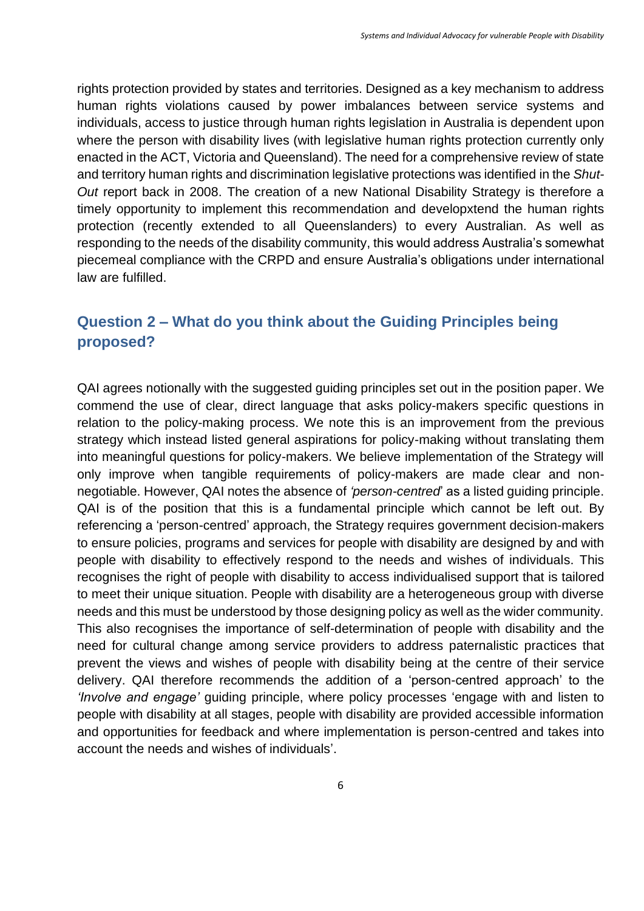rights protection provided by states and territories. Designed as a key mechanism to address human rights violations caused by power imbalances between service systems and individuals, access to justice through human rights legislation in Australia is dependent upon where the person with disability lives (with legislative human rights protection currently only enacted in the ACT, Victoria and Queensland). The need for a comprehensive review of state and territory human rights and discrimination legislative protections was identified in the *Shut-Out* report back in 2008. The creation of a new National Disability Strategy is therefore a timely opportunity to implement this recommendation and developxtend the human rights protection (recently extended to all Queenslanders) to every Australian. As well as responding to the needs of the disability community, this would address Australia's somewhat piecemeal compliance with the CRPD and ensure Australia's obligations under international law are fulfilled.

## Question 2 – What do you think about the Guiding Principles being proposed?

QAI agrees notionally with the suggested guiding principles set out in the position paper. We commend the use of clear, direct language that asks policy-makers specific questions in relation to the policy-making process. We note this is an improvement from the previous strategy which instead listed general aspirations for policy-making without translating them into meaningful questions for policy-makers. We believe implementation of the Strategy will only improve when tangible requirements of policy-makers are made clear and non-negotiable. However, QAI notes the absence of *'person-centred*' as a listed guiding principle. QAI is of the position that this is a fundamental principle which cannot be left out. By referencing a 'person-centred' approach, the Strategy requires government decision-makers to ensure policies, programs and services for people with disability are designed by and with people with disability to effectively respond to the needs and wishes of individuals. This recognises the right of people with disability to access individualised support that is tailored to meet their unique situation. People with disability are a heterogeneous group with diverse needs and this must be understood by those designing policy as well as the wider community. This also recognises the importance of self-determination of people with disability and the need for cultural change among service providers to address paternalistic practices that prevent the views and wishes of people with disability being at the centre of their service delivery. QAI therefore recommends the addition of a 'person-centred approach' to the *'Involve and engage'* guiding principle, where policy processes 'engage with and listen to people with disability at all stages, people with disability are provided accessible information and opportunities for feedback and where implementation is person-centred and takes into account the needs and wishes of individuals'.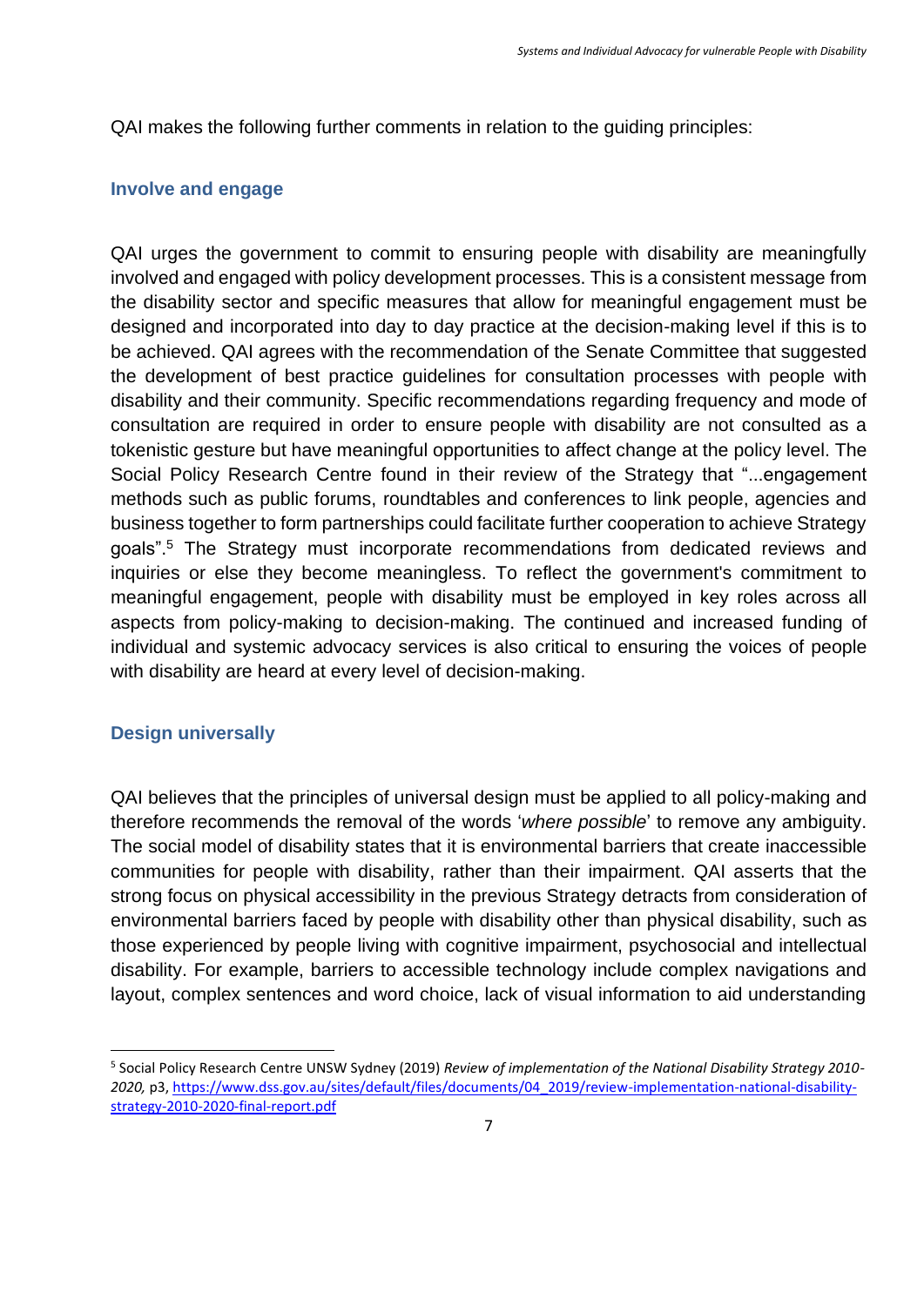QAI makes the following further comments in relation to the guiding principles:

### Involve and engage

QAI urges the government to commit to ensuring people with disability are meaningfully involved and engaged with policy development processes. This is a consistent message from the disability sector and specific measures that allow for meaningful engagement must be designed and incorporated into day to day practice at the decision-making level if this is to be achieved. QAI agrees with the recommendation of the Senate Committee that suggested the development of best practice guidelines for consultation processes with people with disability and their community. Specific recommendations regarding frequency and mode of consultation are required in order to ensure people with disability are not consulted as a tokenistic gesture but have meaningful opportunities to affect change at the policy level. The Social Policy Research Centre found in their review of the Strategy that "...engagement methods such as public forums, roundtables and conferences to link people, agencies and business together to form partnerships could facilitate further cooperation to achieve Strategy goals".[5] The Strategy must incorporate recommendations from dedicated reviews and inquiries or else they become meaningless. To reflect the government's commitment to meaningful engagement, people with disability must be employed in key roles across all aspects from policy-making to decision-making. The continued and increased funding of individual and systemic advocacy services is also critical to ensuring the voices of people with disability are heard at every level of decision-making.

### Design universally

QAI believes that the principles of universal design must be applied to all policy-making and therefore recommends the removal of the words '*where possible*' to remove any ambiguity. The social model of disability states that it is environmental barriers that create inaccessible communities for people with disability, rather than their impairment. QAI asserts that the strong focus on physical accessibility in the previous Strategy detracts from consideration of environmental barriers faced by people with disability other than physical disability, such as those experienced by people living with cognitive impairment, psychosocial and intellectual disability. For example, barriers to accessible technology include complex navigations and layout, complex sentences and word choice, lack of visual information to aid understanding

---

[5] Social Policy Research Centre UNSW Sydney (2019) *Review of implementation of the National Disability Strategy 2010-2020,* p3, https://www.dss.gov.au/sites/default/files/documents/04_2019/review-implementation-national-disability-strategy-2010-2020-final-report.pdf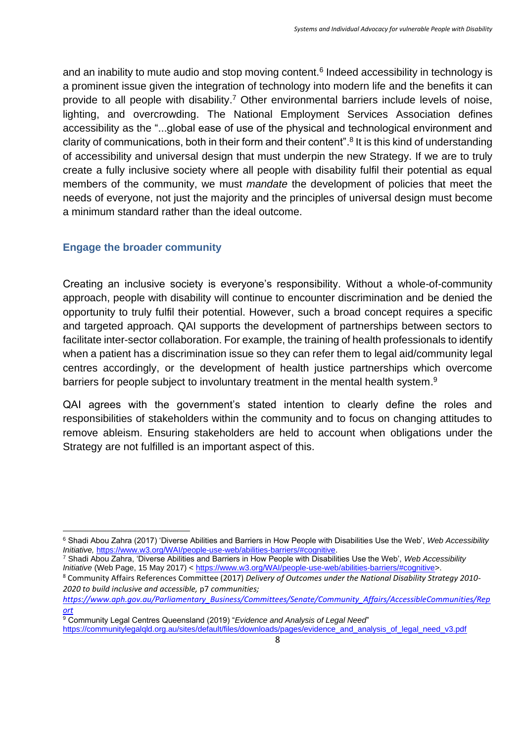and an inability to mute audio and stop moving content.[6] Indeed accessibility in technology is a prominent issue given the integration of technology into modern life and the benefits it can provide to all people with disability.[7] Other environmental barriers include levels of noise, lighting, and overcrowding. The National Employment Services Association defines accessibility as the "...global ease of use of the physical and technological environment and clarity of communications, both in their form and their content".[8] It is this kind of understanding of accessibility and universal design that must underpin the new Strategy. If we are to truly create a fully inclusive society where all people with disability fulfil their potential as equal members of the community, we must *mandate* the development of policies that meet the needs of everyone, not just the majority and the principles of universal design must become a minimum standard rather than the ideal outcome.

### Engage the broader community

Creating an inclusive society is everyone's responsibility. Without a whole-of-community approach, people with disability will continue to encounter discrimination and be denied the opportunity to truly fulfil their potential. However, such a broad concept requires a specific and targeted approach. QAI supports the development of partnerships between sectors to facilitate inter-sector collaboration. For example, the training of health professionals to identify when a patient has a discrimination issue so they can refer them to legal aid/community legal centres accordingly, or the development of health justice partnerships which overcome barriers for people subject to involuntary treatment in the mental health system.[9]

QAI agrees with the government's stated intention to clearly define the roles and responsibilities of stakeholders within the community and to focus on changing attitudes to remove ableism. Ensuring stakeholders are held to account when obligations under the Strategy are not fulfilled is an important aspect of this.

---

[6] Shadi Abou Zahra (2017) 'Diverse Abilities and Barriers in How People with Disabilities Use the Web', *Web Accessibility Initiative,* https://www.w3.org/WAI/people-use-web/abilities-barriers/#cognitive.

[7] Shadi Abou Zahra, 'Diverse Abilities and Barriers in How People with Disabilities Use the Web', *Web Accessibility Initiative* (Web Page, 15 May 2017) < https://www.w3.org/WAI/people-use-web/abilities-barriers/#cognitive>.

[8] Community Affairs References Committee (2017) *Delivery of Outcomes under the National Disability Strategy 2010-2020 to build inclusive and accessible,* p7 *communities;* *https://www.aph.gov.au/Parliamentary_Business/Committees/Senate/Community_Affairs/AccessibleCommunities/Report*

[9] Community Legal Centres Queensland (2019) "*Evidence and Analysis of Legal Need*" https://communitylegalqld.org.au/sites/default/files/downloads/pages/evidence_and_analysis_of_legal_need_v3.pdf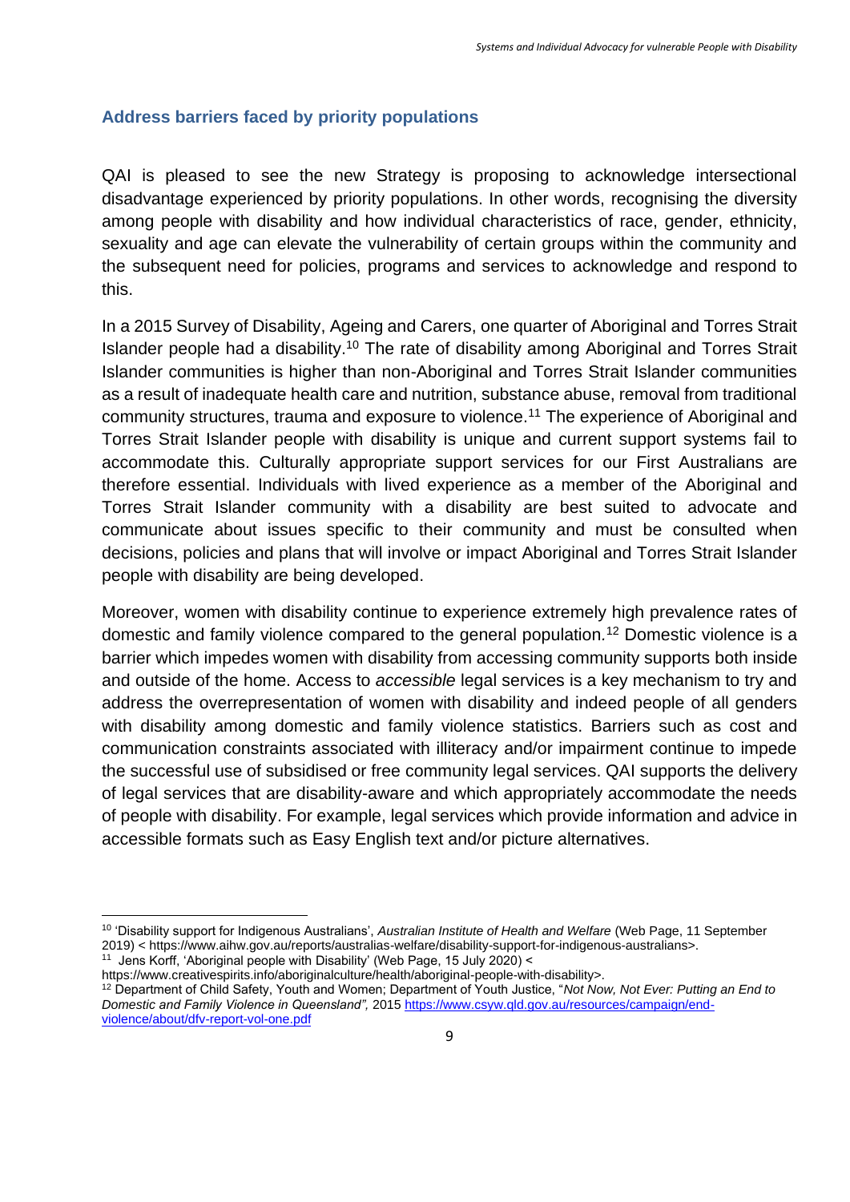### Address barriers faced by priority populations

QAI is pleased to see the new Strategy is proposing to acknowledge intersectional disadvantage experienced by priority populations. In other words, recognising the diversity among people with disability and how individual characteristics of race, gender, ethnicity, sexuality and age can elevate the vulnerability of certain groups within the community and the subsequent need for policies, programs and services to acknowledge and respond to this.

In a 2015 Survey of Disability, Ageing and Carers, one quarter of Aboriginal and Torres Strait Islander people had a disability.[10] The rate of disability among Aboriginal and Torres Strait Islander communities is higher than non-Aboriginal and Torres Strait Islander communities as a result of inadequate health care and nutrition, substance abuse, removal from traditional community structures, trauma and exposure to violence.[11] The experience of Aboriginal and Torres Strait Islander people with disability is unique and current support systems fail to accommodate this. Culturally appropriate support services for our First Australians are therefore essential. Individuals with lived experience as a member of the Aboriginal and Torres Strait Islander community with a disability are best suited to advocate and communicate about issues specific to their community and must be consulted when decisions, policies and plans that will involve or impact Aboriginal and Torres Strait Islander people with disability are being developed.

Moreover, women with disability continue to experience extremely high prevalence rates of domestic and family violence compared to the general population.[12] Domestic violence is a barrier which impedes women with disability from accessing community supports both inside and outside of the home. Access to *accessible* legal services is a key mechanism to try and address the overrepresentation of women with disability and indeed people of all genders with disability among domestic and family violence statistics. Barriers such as cost and communication constraints associated with illiteracy and/or impairment continue to impede the successful use of subsidised or free community legal services. QAI supports the delivery of legal services that are disability-aware and which appropriately accommodate the needs of people with disability. For example, legal services which provide information and advice in accessible formats such as Easy English text and/or picture alternatives.

---

[10] 'Disability support for Indigenous Australians', *Australian Institute of Health and Welfare* (Web Page, 11 September 2019) < https://www.aihw.gov.au/reports/australias-welfare/disability-support-for-indigenous-australians>.

[11] Jens Korff, 'Aboriginal people with Disability' (Web Page, 15 July 2020) < https://www.creativespirits.info/aboriginalculture/health/aboriginal-people-with-disability>.

[12] Department of Child Safety, Youth and Women; Department of Youth Justice, "*Not Now, Not Ever: Putting an End to Domestic and Family Violence in Queensland",* 2015 https://www.csyw.qld.gov.au/resources/campaign/end-violence/about/dfv-report-vol-one.pdf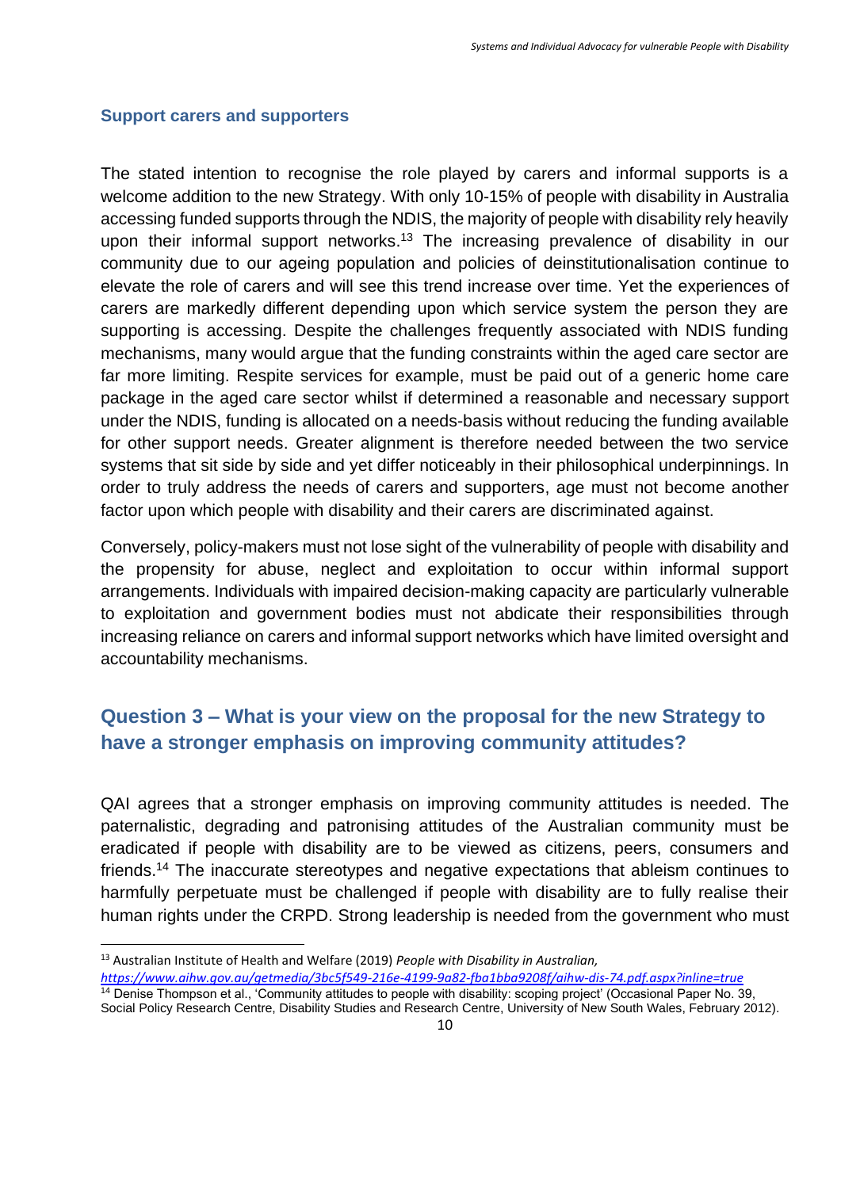### Support carers and supporters

The stated intention to recognise the role played by carers and informal supports is a welcome addition to the new Strategy. With only 10-15% of people with disability in Australia accessing funded supports through the NDIS, the majority of people with disability rely heavily upon their informal support networks.[13] The increasing prevalence of disability in our community due to our ageing population and policies of deinstitutionalisation continue to elevate the role of carers and will see this trend increase over time. Yet the experiences of carers are markedly different depending upon which service system the person they are supporting is accessing. Despite the challenges frequently associated with NDIS funding mechanisms, many would argue that the funding constraints within the aged care sector are far more limiting. Respite services for example, must be paid out of a generic home care package in the aged care sector whilst if determined a reasonable and necessary support under the NDIS, funding is allocated on a needs-basis without reducing the funding available for other support needs. Greater alignment is therefore needed between the two service systems that sit side by side and yet differ noticeably in their philosophical underpinnings. In order to truly address the needs of carers and supporters, age must not become another factor upon which people with disability and their carers are discriminated against.

Conversely, policy-makers must not lose sight of the vulnerability of people with disability and the propensity for abuse, neglect and exploitation to occur within informal support arrangements. Individuals with impaired decision-making capacity are particularly vulnerable to exploitation and government bodies must not abdicate their responsibilities through increasing reliance on carers and informal support networks which have limited oversight and accountability mechanisms.

## Question 3 – What is your view on the proposal for the new Strategy to have a stronger emphasis on improving community attitudes?

QAI agrees that a stronger emphasis on improving community attitudes is needed. The paternalistic, degrading and patronising attitudes of the Australian community must be eradicated if people with disability are to be viewed as citizens, peers, consumers and friends.[14] The inaccurate stereotypes and negative expectations that ableism continues to harmfully perpetuate must be challenged if people with disability are to fully realise their human rights under the CRPD. Strong leadership is needed from the government who must

---

[13] Australian Institute of Health and Welfare (2019) *People with Disability in Australian,* *https://www.aihw.gov.au/getmedia/3bc5f549-216e-4199-9a82-fba1bba9208f/aihw-dis-74.pdf.aspx?inline=true*

[14] Denise Thompson et al., 'Community attitudes to people with disability: scoping project' (Occasional Paper No. 39, Social Policy Research Centre, Disability Studies and Research Centre, University of New South Wales, February 2012).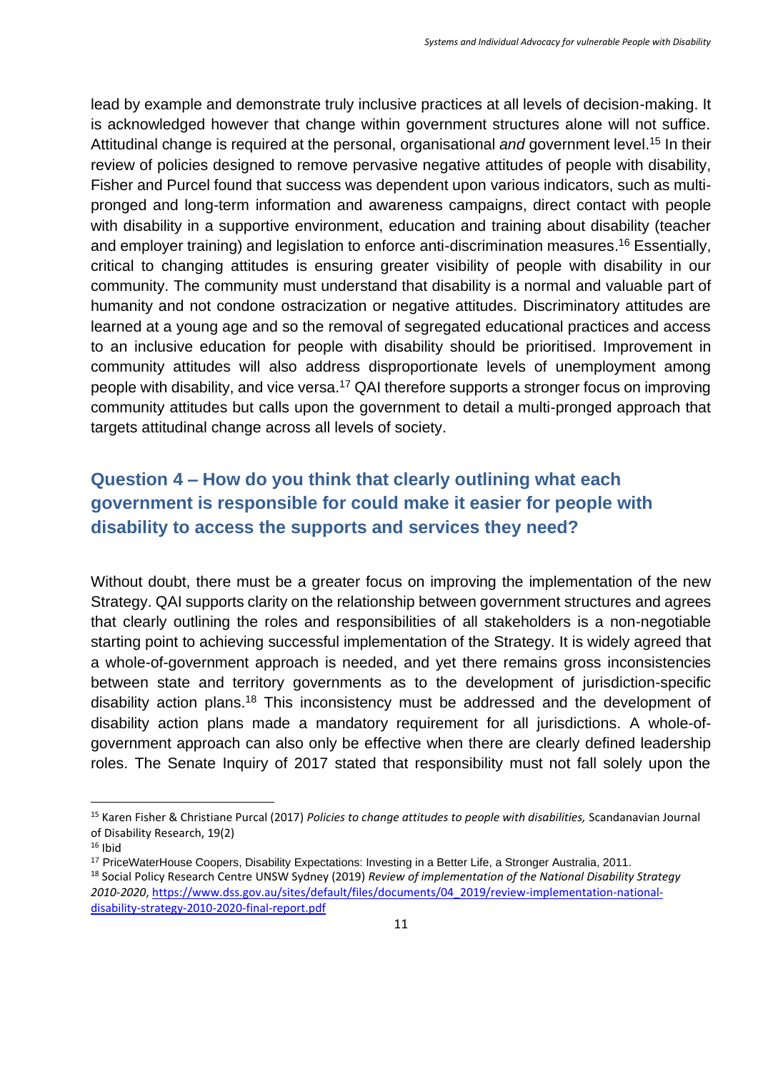lead by example and demonstrate truly inclusive practices at all levels of decision-making. It is acknowledged however that change within government structures alone will not suffice. Attitudinal change is required at the personal, organisational *and* government level.[15] In their review of policies designed to remove pervasive negative attitudes of people with disability, Fisher and Purcel found that success was dependent upon various indicators, such as multi-pronged and long-term information and awareness campaigns, direct contact with people with disability in a supportive environment, education and training about disability (teacher and employer training) and legislation to enforce anti-discrimination measures.[16] Essentially, critical to changing attitudes is ensuring greater visibility of people with disability in our community. The community must understand that disability is a normal and valuable part of humanity and not condone ostracization or negative attitudes. Discriminatory attitudes are learned at a young age and so the removal of segregated educational practices and access to an inclusive education for people with disability should be prioritised. Improvement in community attitudes will also address disproportionate levels of unemployment among people with disability, and vice versa.[17] QAI therefore supports a stronger focus on improving community attitudes but calls upon the government to detail a multi-pronged approach that targets attitudinal change across all levels of society.

## Question 4 – How do you think that clearly outlining what each government is responsible for could make it easier for people with disability to access the supports and services they need?

Without doubt, there must be a greater focus on improving the implementation of the new Strategy. QAI supports clarity on the relationship between government structures and agrees that clearly outlining the roles and responsibilities of all stakeholders is a non-negotiable starting point to achieving successful implementation of the Strategy. It is widely agreed that a whole-of-government approach is needed, and yet there remains gross inconsistencies between state and territory governments as to the development of jurisdiction-specific disability action plans.[18] This inconsistency must be addressed and the development of disability action plans made a mandatory requirement for all jurisdictions. A whole-of-government approach can also only be effective when there are clearly defined leadership roles. The Senate Inquiry of 2017 stated that responsibility must not fall solely upon the

---

[15] Karen Fisher & Christiane Purcal (2017) *Policies to change attitudes to people with disabilities,* Scandanavian Journal of Disability Research, 19(2)

[16] Ibid

[17] PriceWaterHouse Coopers, Disability Expectations: Investing in a Better Life, a Stronger Australia, 2011.

[18] Social Policy Research Centre UNSW Sydney (2019) *Review of implementation of the National Disability Strategy 2010-2020*, https://www.dss.gov.au/sites/default/files/documents/04_2019/review-implementation-national-disability-strategy-2010-2020-final-report.pdf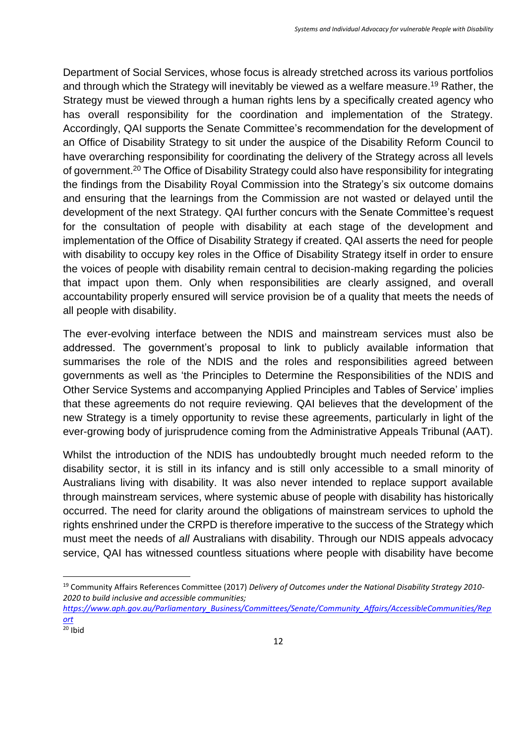Department of Social Services, whose focus is already stretched across its various portfolios and through which the Strategy will inevitably be viewed as a welfare measure.[19] Rather, the Strategy must be viewed through a human rights lens by a specifically created agency who has overall responsibility for the coordination and implementation of the Strategy. Accordingly, QAI supports the Senate Committee's recommendation for the development of an Office of Disability Strategy to sit under the auspice of the Disability Reform Council to have overarching responsibility for coordinating the delivery of the Strategy across all levels of government.[20] The Office of Disability Strategy could also have responsibility for integrating the findings from the Disability Royal Commission into the Strategy's six outcome domains and ensuring that the learnings from the Commission are not wasted or delayed until the development of the next Strategy. QAI further concurs with the Senate Committee's request for the consultation of people with disability at each stage of the development and implementation of the Office of Disability Strategy if created. QAI asserts the need for people with disability to occupy key roles in the Office of Disability Strategy itself in order to ensure the voices of people with disability remain central to decision-making regarding the policies that impact upon them. Only when responsibilities are clearly assigned, and overall accountability properly ensured will service provision be of a quality that meets the needs of all people with disability.

The ever-evolving interface between the NDIS and mainstream services must also be addressed. The government's proposal to link to publicly available information that summarises the role of the NDIS and the roles and responsibilities agreed between governments as well as 'the Principles to Determine the Responsibilities of the NDIS and Other Service Systems and accompanying Applied Principles and Tables of Service' implies that these agreements do not require reviewing. QAI believes that the development of the new Strategy is a timely opportunity to revise these agreements, particularly in light of the ever-growing body of jurisprudence coming from the Administrative Appeals Tribunal (AAT).

Whilst the introduction of the NDIS has undoubtedly brought much needed reform to the disability sector, it is still in its infancy and is still only accessible to a small minority of Australians living with disability. It was also never intended to replace support available through mainstream services, where systemic abuse of people with disability has historically occurred. The need for clarity around the obligations of mainstream services to uphold the rights enshrined under the CRPD is therefore imperative to the success of the Strategy which must meet the needs of *all* Australians with disability. Through our NDIS appeals advocacy service, QAI has witnessed countless situations where people with disability have become

---

[19] Community Affairs References Committee (2017) *Delivery of Outcomes under the National Disability Strategy 2010-2020 to build inclusive and accessible communities;* [https://www.aph.gov.au/Parliamentary_Business/Committees/Senate/Community_Affairs/AccessibleCommunities/Report](https://www.aph.gov.au/Parliamentary_Business/Committees/Senate/Community_Affairs/AccessibleCommunities/Report)

[20] Ibid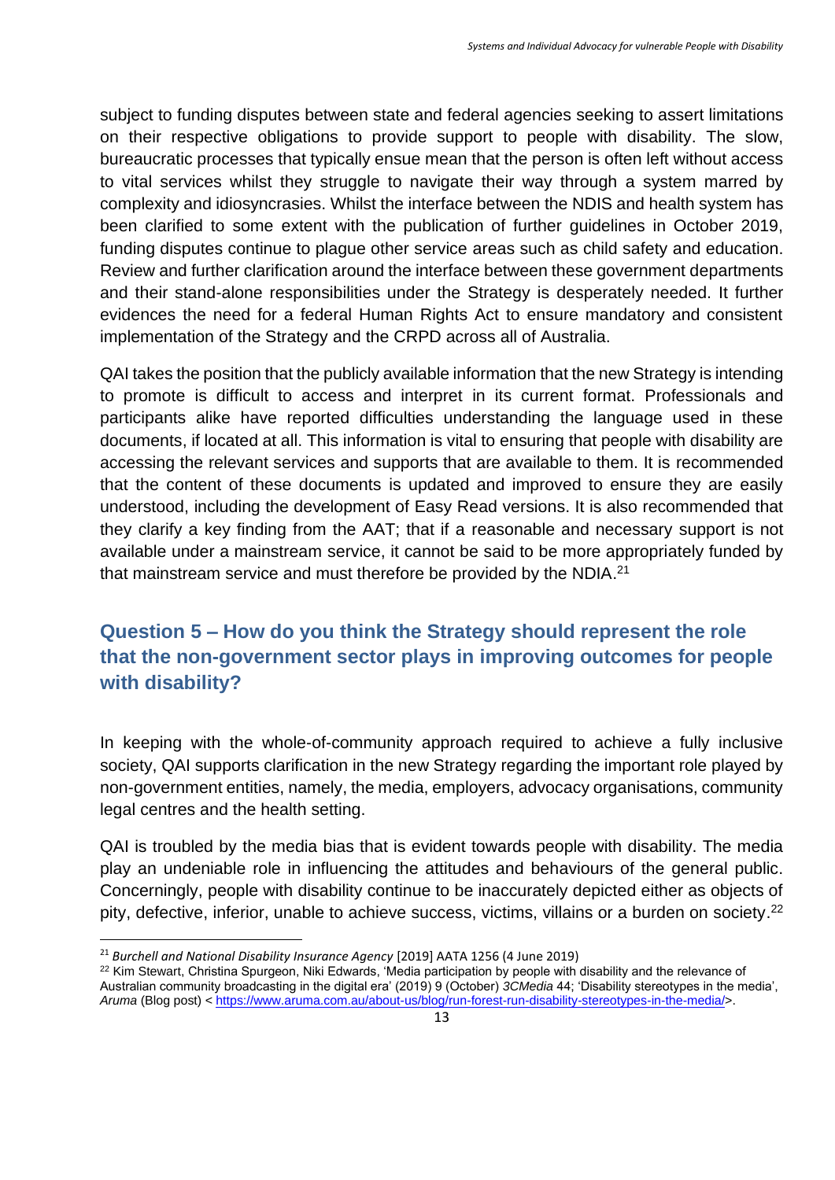subject to funding disputes between state and federal agencies seeking to assert limitations on their respective obligations to provide support to people with disability. The slow, bureaucratic processes that typically ensue mean that the person is often left without access to vital services whilst they struggle to navigate their way through a system marred by complexity and idiosyncrasies. Whilst the interface between the NDIS and health system has been clarified to some extent with the publication of further guidelines in October 2019, funding disputes continue to plague other service areas such as child safety and education. Review and further clarification around the interface between these government departments and their stand-alone responsibilities under the Strategy is desperately needed. It further evidences the need for a federal Human Rights Act to ensure mandatory and consistent implementation of the Strategy and the CRPD across all of Australia.

QAI takes the position that the publicly available information that the new Strategy is intending to promote is difficult to access and interpret in its current format. Professionals and participants alike have reported difficulties understanding the language used in these documents, if located at all. This information is vital to ensuring that people with disability are accessing the relevant services and supports that are available to them. It is recommended that the content of these documents is updated and improved to ensure they are easily understood, including the development of Easy Read versions. It is also recommended that they clarify a key finding from the AAT; that if a reasonable and necessary support is not available under a mainstream service, it cannot be said to be more appropriately funded by that mainstream service and must therefore be provided by the NDIA.[21]

## Question 5 – How do you think the Strategy should represent the role that the non-government sector plays in improving outcomes for people with disability?

In keeping with the whole-of-community approach required to achieve a fully inclusive society, QAI supports clarification in the new Strategy regarding the important role played by non-government entities, namely, the media, employers, advocacy organisations, community legal centres and the health setting.

QAI is troubled by the media bias that is evident towards people with disability. The media play an undeniable role in influencing the attitudes and behaviours of the general public. Concerningly, people with disability continue to be inaccurately depicted either as objects of pity, defective, inferior, unable to achieve success, victims, villains or a burden on society.[22]

---

[21] *Burchell and National Disability Insurance Agency* [2019] AATA 1256 (4 June 2019)

[22] Kim Stewart, Christina Spurgeon, Niki Edwards, 'Media participation by people with disability and the relevance of Australian community broadcasting in the digital era' (2019) 9 (October) *3CMedia* 44; 'Disability stereotypes in the media', *Aruma* (Blog post) < https://www.aruma.com.au/about-us/blog/run-forest-run-disability-stereotypes-in-the-media/>.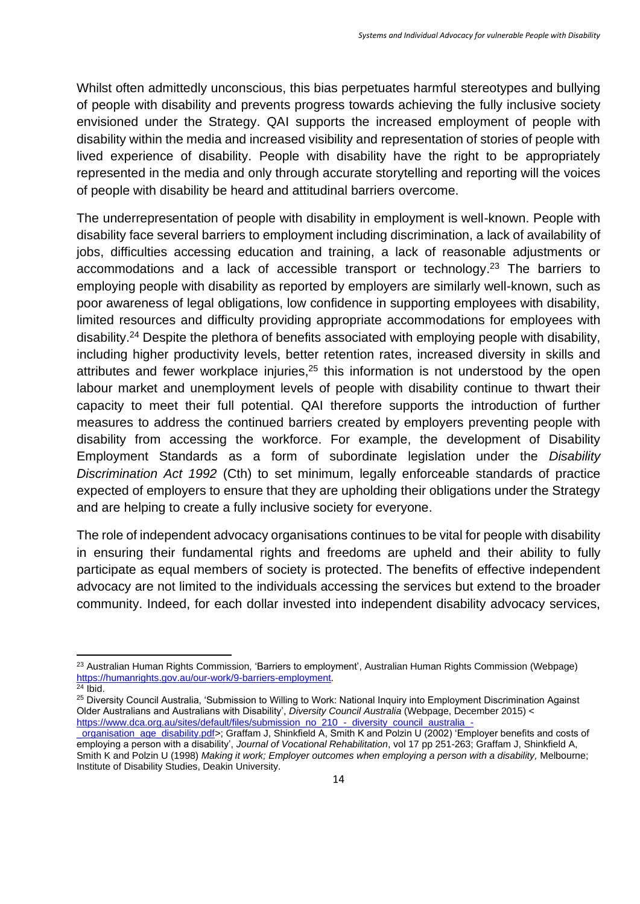Whilst often admittedly unconscious, this bias perpetuates harmful stereotypes and bullying of people with disability and prevents progress towards achieving the fully inclusive society envisioned under the Strategy. QAI supports the increased employment of people with disability within the media and increased visibility and representation of stories of people with lived experience of disability. People with disability have the right to be appropriately represented in the media and only through accurate storytelling and reporting will the voices of people with disability be heard and attitudinal barriers overcome.

The underrepresentation of people with disability in employment is well-known. People with disability face several barriers to employment including discrimination, a lack of availability of jobs, difficulties accessing education and training, a lack of reasonable adjustments or accommodations and a lack of accessible transport or technology.[23] The barriers to employing people with disability as reported by employers are similarly well-known, such as poor awareness of legal obligations, low confidence in supporting employees with disability, limited resources and difficulty providing appropriate accommodations for employees with disability.[24] Despite the plethora of benefits associated with employing people with disability, including higher productivity levels, better retention rates, increased diversity in skills and attributes and fewer workplace injuries,[25] this information is not understood by the open labour market and unemployment levels of people with disability continue to thwart their capacity to meet their full potential. QAI therefore supports the introduction of further measures to address the continued barriers created by employers preventing people with disability from accessing the workforce. For example, the development of Disability Employment Standards as a form of subordinate legislation under the *Disability Discrimination Act 1992* (Cth) to set minimum, legally enforceable standards of practice expected of employers to ensure that they are upholding their obligations under the Strategy and are helping to create a fully inclusive society for everyone.

The role of independent advocacy organisations continues to be vital for people with disability in ensuring their fundamental rights and freedoms are upheld and their ability to fully participate as equal members of society is protected. The benefits of effective independent advocacy are not limited to the individuals accessing the services but extend to the broader community. Indeed, for each dollar invested into independent disability advocacy services,

---

[23] Australian Human Rights Commission, 'Barriers to employment', Australian Human Rights Commission (Webpage) https://humanrights.gov.au/our-work/9-barriers-employment.

[24] Ibid.

[25] Diversity Council Australia, 'Submission to Willing to Work: National Inquiry into Employment Discrimination Against Older Australians and Australians with Disability', *Diversity Council Australia* (Webpage, December 2015) < https://www.dca.org.au/sites/default/files/submission_no_210_-_diversity_council_australia_-_organisation_age_disability.pdf>; Graffam J, Shinkfield A, Smith K and Polzin U (2002) 'Employer benefits and costs of employing a person with a disability', *Journal of Vocational Rehabilitation*, vol 17 pp 251-263; Graffam J, Shinkfield A, Smith K and Polzin U (1998) *Making it work; Employer outcomes when employing a person with a disability,* Melbourne; Institute of Disability Studies, Deakin University.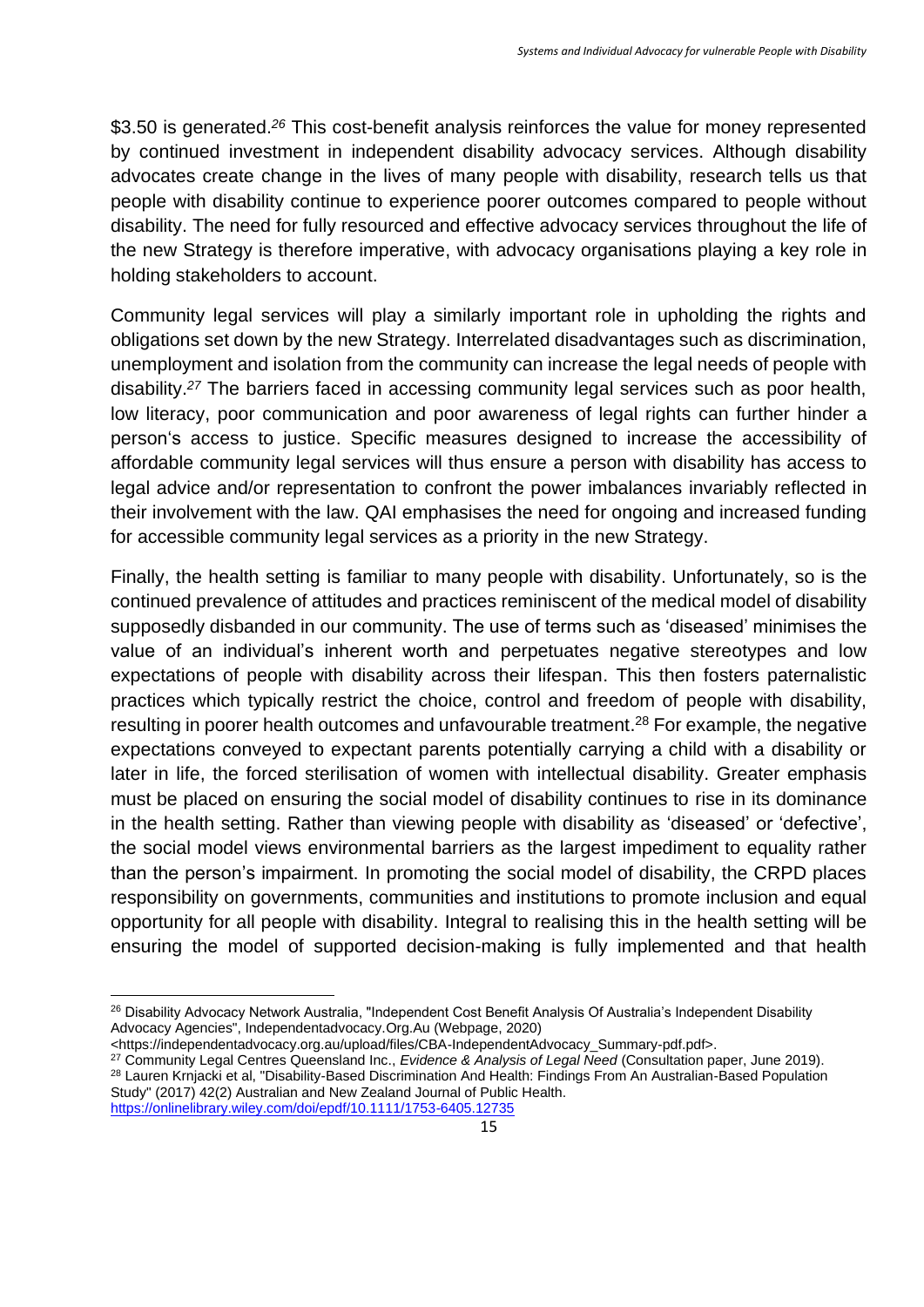$3.50 is generated.[26] This cost-benefit analysis reinforces the value for money represented by continued investment in independent disability advocacy services. Although disability advocates create change in the lives of many people with disability, research tells us that people with disability continue to experience poorer outcomes compared to people without disability. The need for fully resourced and effective advocacy services throughout the life of the new Strategy is therefore imperative, with advocacy organisations playing a key role in holding stakeholders to account.

Community legal services will play a similarly important role in upholding the rights and obligations set down by the new Strategy. Interrelated disadvantages such as discrimination, unemployment and isolation from the community can increase the legal needs of people with disability.[27] The barriers faced in accessing community legal services such as poor health, low literacy, poor communication and poor awareness of legal rights can further hinder a person's access to justice. Specific measures designed to increase the accessibility of affordable community legal services will thus ensure a person with disability has access to legal advice and/or representation to confront the power imbalances invariably reflected in their involvement with the law. QAI emphasises the need for ongoing and increased funding for accessible community legal services as a priority in the new Strategy.

Finally, the health setting is familiar to many people with disability. Unfortunately, so is the continued prevalence of attitudes and practices reminiscent of the medical model of disability supposedly disbanded in our community. The use of terms such as 'diseased' minimises the value of an individual's inherent worth and perpetuates negative stereotypes and low expectations of people with disability across their lifespan. This then fosters paternalistic practices which typically restrict the choice, control and freedom of people with disability, resulting in poorer health outcomes and unfavourable treatment.[28] For example, the negative expectations conveyed to expectant parents potentially carrying a child with a disability or later in life, the forced sterilisation of women with intellectual disability. Greater emphasis must be placed on ensuring the social model of disability continues to rise in its dominance in the health setting. Rather than viewing people with disability as 'diseased' or 'defective', the social model views environmental barriers as the largest impediment to equality rather than the person's impairment. In promoting the social model of disability, the CRPD places responsibility on governments, communities and institutions to promote inclusion and equal opportunity for all people with disability. Integral to realising this in the health setting will be ensuring the model of supported decision-making is fully implemented and that health

---

[26] Disability Advocacy Network Australia, "Independent Cost Benefit Analysis Of Australia's Independent Disability Advocacy Agencies", Independentadvocacy.Org.Au (Webpage, 2020) <https://independentadvocacy.org.au/upload/files/CBA-IndependentAdvocacy_Summary-pdf.pdf>.

[27] Community Legal Centres Queensland Inc., *Evidence & Analysis of Legal Need* (Consultation paper, June 2019).

[28] Lauren Krnjacki et al, "Disability-Based Discrimination And Health: Findings From An Australian-Based Population Study" (2017) 42(2) Australian and New Zealand Journal of Public Health. https://onlinelibrary.wiley.com/doi/epdf/10.1111/1753-6405.12735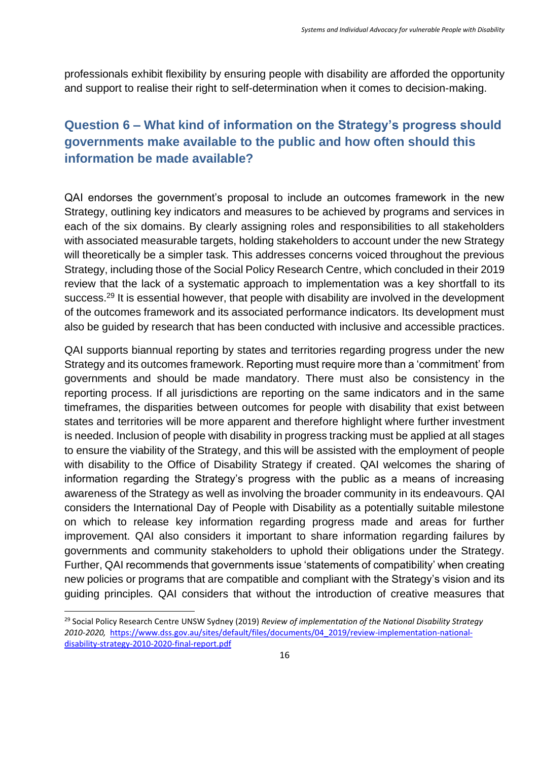professionals exhibit flexibility by ensuring people with disability are afforded the opportunity and support to realise their right to self-determination when it comes to decision-making.

## Question 6 – What kind of information on the Strategy's progress should governments make available to the public and how often should this information be made available?

QAI endorses the government's proposal to include an outcomes framework in the new Strategy, outlining key indicators and measures to be achieved by programs and services in each of the six domains. By clearly assigning roles and responsibilities to all stakeholders with associated measurable targets, holding stakeholders to account under the new Strategy will theoretically be a simpler task. This addresses concerns voiced throughout the previous Strategy, including those of the Social Policy Research Centre, which concluded in their 2019 review that the lack of a systematic approach to implementation was a key shortfall to its success.[29] It is essential however, that people with disability are involved in the development of the outcomes framework and its associated performance indicators. Its development must also be guided by research that has been conducted with inclusive and accessible practices.

QAI supports biannual reporting by states and territories regarding progress under the new Strategy and its outcomes framework. Reporting must require more than a 'commitment' from governments and should be made mandatory. There must also be consistency in the reporting process. If all jurisdictions are reporting on the same indicators and in the same timeframes, the disparities between outcomes for people with disability that exist between states and territories will be more apparent and therefore highlight where further investment is needed. Inclusion of people with disability in progress tracking must be applied at all stages to ensure the viability of the Strategy, and this will be assisted with the employment of people with disability to the Office of Disability Strategy if created. QAI welcomes the sharing of information regarding the Strategy's progress with the public as a means of increasing awareness of the Strategy as well as involving the broader community in its endeavours. QAI considers the International Day of People with Disability as a potentially suitable milestone on which to release key information regarding progress made and areas for further improvement. QAI also considers it important to share information regarding failures by governments and community stakeholders to uphold their obligations under the Strategy. Further, QAI recommends that governments issue 'statements of compatibility' when creating new policies or programs that are compatible and compliant with the Strategy's vision and its guiding principles. QAI considers that without the introduction of creative measures that

---

[29] Social Policy Research Centre UNSW Sydney (2019) *Review of implementation of the National Disability Strategy 2010-2020,* https://www.dss.gov.au/sites/default/files/documents/04_2019/review-implementation-national-disability-strategy-2010-2020-final-report.pdf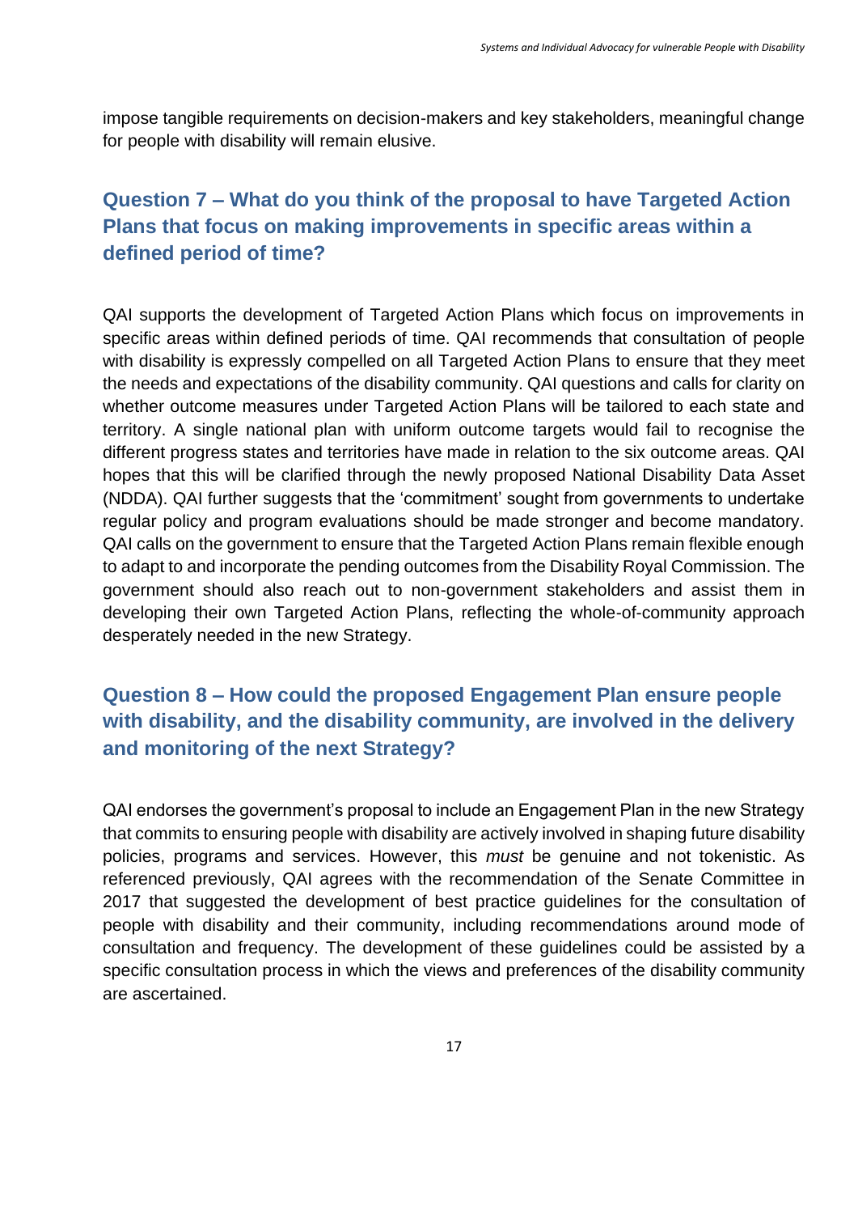impose tangible requirements on decision-makers and key stakeholders, meaningful change for people with disability will remain elusive.

## Question 7 – What do you think of the proposal to have Targeted Action Plans that focus on making improvements in specific areas within a defined period of time?

QAI supports the development of Targeted Action Plans which focus on improvements in specific areas within defined periods of time. QAI recommends that consultation of people with disability is expressly compelled on all Targeted Action Plans to ensure that they meet the needs and expectations of the disability community. QAI questions and calls for clarity on whether outcome measures under Targeted Action Plans will be tailored to each state and territory. A single national plan with uniform outcome targets would fail to recognise the different progress states and territories have made in relation to the six outcome areas. QAI hopes that this will be clarified through the newly proposed National Disability Data Asset (NDDA). QAI further suggests that the 'commitment' sought from governments to undertake regular policy and program evaluations should be made stronger and become mandatory. QAI calls on the government to ensure that the Targeted Action Plans remain flexible enough to adapt to and incorporate the pending outcomes from the Disability Royal Commission. The government should also reach out to non-government stakeholders and assist them in developing their own Targeted Action Plans, reflecting the whole-of-community approach desperately needed in the new Strategy.

## Question 8 – How could the proposed Engagement Plan ensure people with disability, and the disability community, are involved in the delivery and monitoring of the next Strategy?

QAI endorses the government's proposal to include an Engagement Plan in the new Strategy that commits to ensuring people with disability are actively involved in shaping future disability policies, programs and services. However, this *must* be genuine and not tokenistic. As referenced previously, QAI agrees with the recommendation of the Senate Committee in 2017 that suggested the development of best practice guidelines for the consultation of people with disability and their community, including recommendations around mode of consultation and frequency. The development of these guidelines could be assisted by a specific consultation process in which the views and preferences of the disability community are ascertained.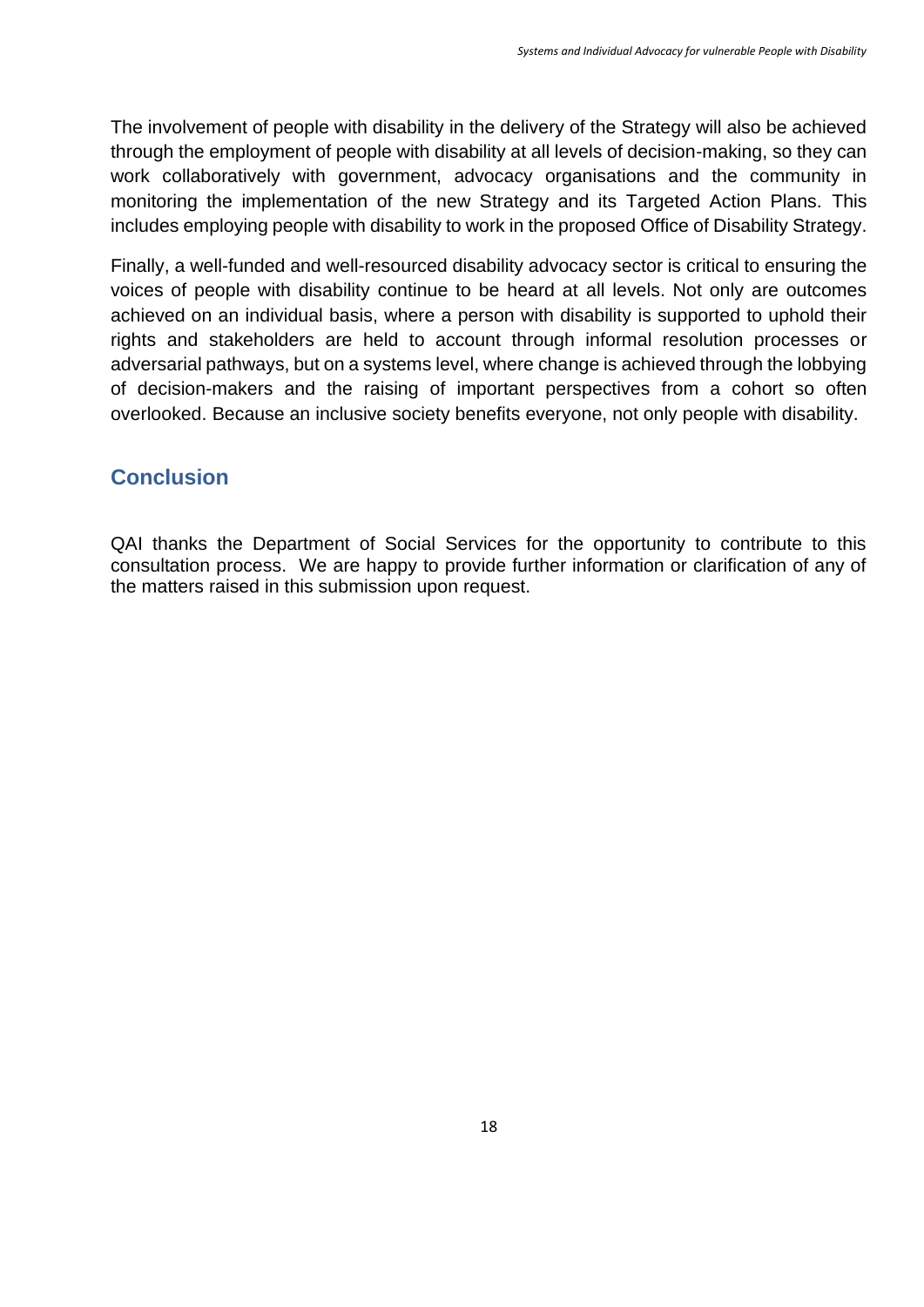The involvement of people with disability in the delivery of the Strategy will also be achieved through the employment of people with disability at all levels of decision-making, so they can work collaboratively with government, advocacy organisations and the community in monitoring the implementation of the new Strategy and its Targeted Action Plans. This includes employing people with disability to work in the proposed Office of Disability Strategy.

Finally, a well-funded and well-resourced disability advocacy sector is critical to ensuring the voices of people with disability continue to be heard at all levels. Not only are outcomes achieved on an individual basis, where a person with disability is supported to uphold their rights and stakeholders are held to account through informal resolution processes or adversarial pathways, but on a systems level, where change is achieved through the lobbying of decision-makers and the raising of important perspectives from a cohort so often overlooked. Because an inclusive society benefits everyone, not only people with disability.

## Conclusion

QAI thanks the Department of Social Services for the opportunity to contribute to this consultation process. We are happy to provide further information or clarification of any of the matters raised in this submission upon request.